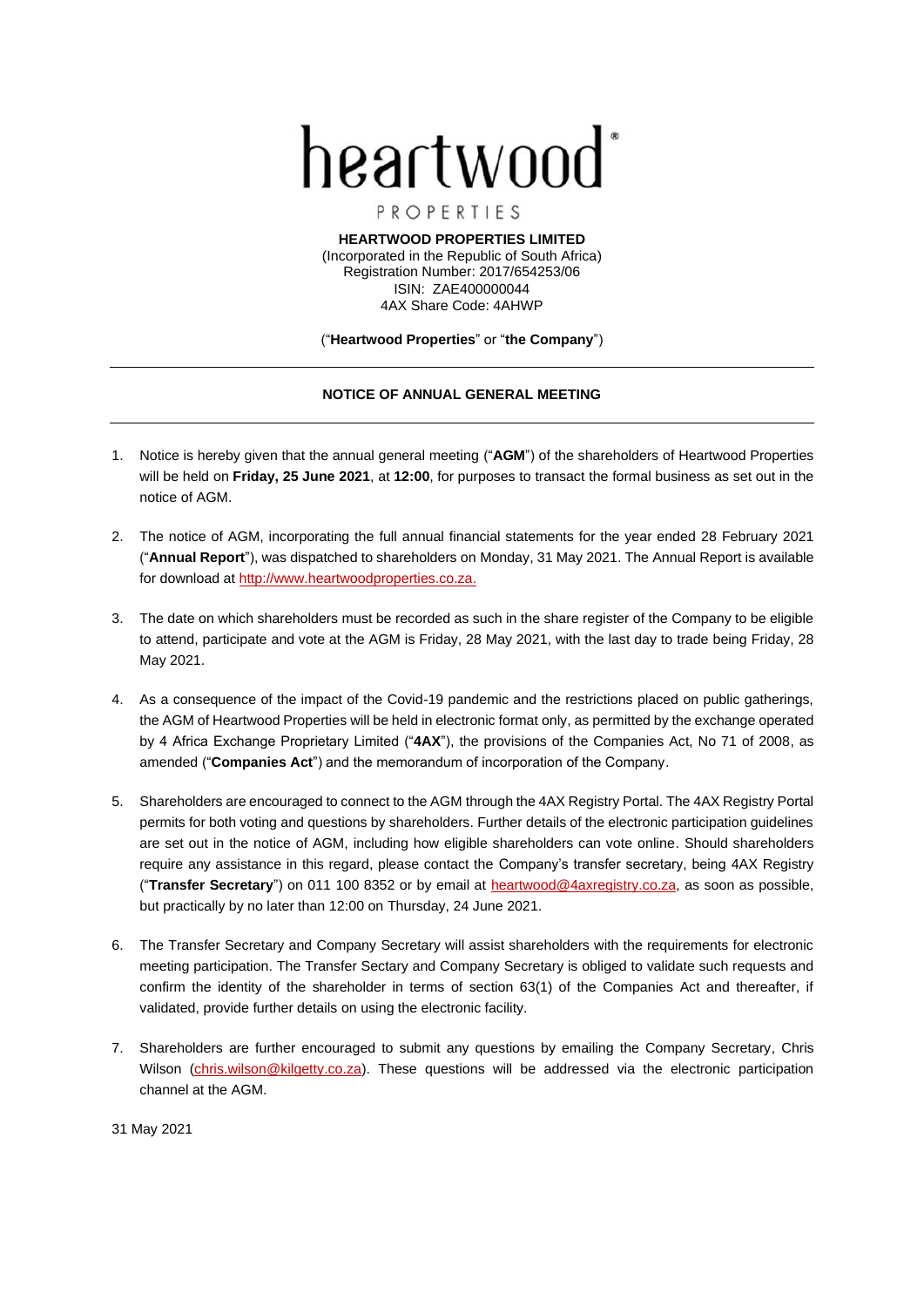heartwood®

PROPERTIES

**HEARTWOOD PROPERTIES LIMITED**
(Incorporated in the Republic of South Africa)
Registration Number: 2017/654253/06
ISIN: ZAE400000044
4AX Share Code: 4AHWP

("**Heartwood Properties**" or "**the Company**")

---

## NOTICE OF ANNUAL GENERAL MEETING

---

1. Notice is hereby given that the annual general meeting ("**AGM**") of the shareholders of Heartwood Properties will be held on **Friday, 25 June 2021**, at **12:00**, for purposes to transact the formal business as set out in the notice of AGM.

2. The notice of AGM, incorporating the full annual financial statements for the year ended 28 February 2021 ("**Annual Report**"), was dispatched to shareholders on Monday, 31 May 2021. The Annual Report is available for download at http://www.heartwoodproperties.co.za.

3. The date on which shareholders must be recorded as such in the share register of the Company to be eligible to attend, participate and vote at the AGM is Friday, 28 May 2021, with the last day to trade being Friday, 28 May 2021.

4. As a consequence of the impact of the Covid-19 pandemic and the restrictions placed on public gatherings, the AGM of Heartwood Properties will be held in electronic format only, as permitted by the exchange operated by 4 Africa Exchange Proprietary Limited ("**4AX**"), the provisions of the Companies Act, No 71 of 2008, as amended ("**Companies Act**") and the memorandum of incorporation of the Company.

5. Shareholders are encouraged to connect to the AGM through the 4AX Registry Portal. The 4AX Registry Portal permits for both voting and questions by shareholders. Further details of the electronic participation guidelines are set out in the notice of AGM, including how eligible shareholders can vote online. Should shareholders require any assistance in this regard, please contact the Company's transfer secretary, being 4AX Registry ("**Transfer Secretary**") on 011 100 8352 or by email at heartwood@4axregistry.co.za, as soon as possible, but practically by no later than 12:00 on Thursday, 24 June 2021.

6. The Transfer Secretary and Company Secretary will assist shareholders with the requirements for electronic meeting participation. The Transfer Sectary and Company Secretary is obliged to validate such requests and confirm the identity of the shareholder in terms of section 63(1) of the Companies Act and thereafter, if validated, provide further details on using the electronic facility.

7. Shareholders are further encouraged to submit any questions by emailing the Company Secretary, Chris Wilson (chris.wilson@kilgetty.co.za). These questions will be addressed via the electronic participation channel at the AGM.

31 May 2021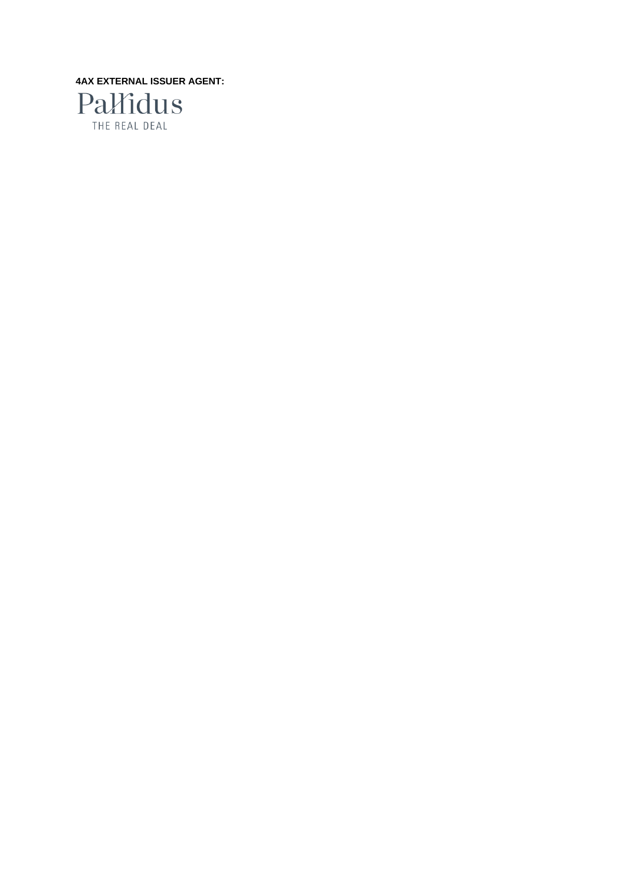**4AX EXTERNAL ISSUER AGENT:**

Pallidus

THE REAL DEAL